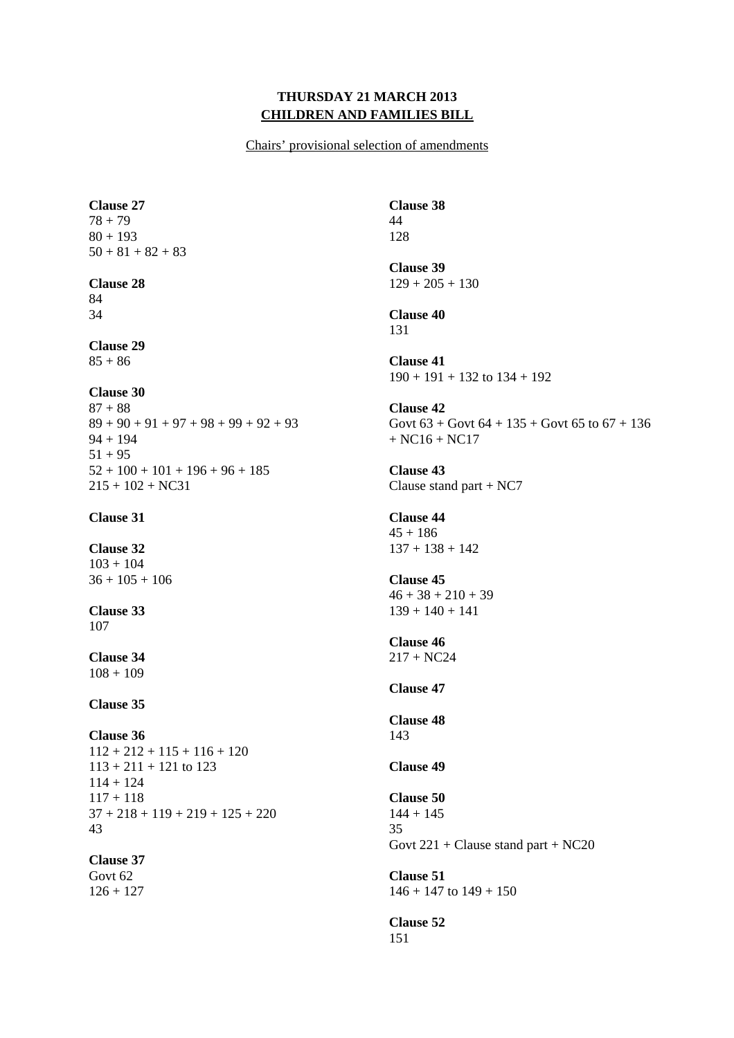**THURSDAY 21 MARCH 2013**
**CHILDREN AND FAMILIES BILL**

Chairs' provisional selection of amendments

**Clause 27**
78 + 79
80 + 193
50 + 81 + 82 + 83

**Clause 28**
84
34

**Clause 29**
85 + 86

**Clause 30**
87 + 88
89 + 90 + 91 + 97 + 98 + 99 + 92 + 93
94 + 194
51 + 95
52 + 100 + 101 + 196 + 96 + 185
215 + 102 + NC31

**Clause 31**

**Clause 32**
103 + 104
36 + 105 + 106

**Clause 33**
107

**Clause 34**
108 + 109

**Clause 35**

**Clause 36**
112 + 212 + 115 + 116 + 120
113 + 211 + 121 to 123
114 + 124
117 + 118
37 + 218 + 119 + 219 + 125 + 220
43

**Clause 37**
Govt 62
126 + 127

**Clause 38**
44
128

**Clause 39**
129 + 205 + 130

**Clause 40**
131

**Clause 41**
190 + 191 + 132 to 134 + 192

**Clause 42**
Govt 63 + Govt 64 + 135 + Govt 65 to 67 + 136 + NC16 + NC17

**Clause 43**
Clause stand part + NC7

**Clause 44**
45 + 186
137 + 138 + 142

**Clause 45**
46 + 38 + 210 + 39
139 + 140 + 141

**Clause 46**
217 + NC24

**Clause 47**

**Clause 48**
143

**Clause 49**

**Clause 50**
144 + 145
35
Govt 221 + Clause stand part + NC20

**Clause 51**
146 + 147 to 149 + 150

**Clause 52**
151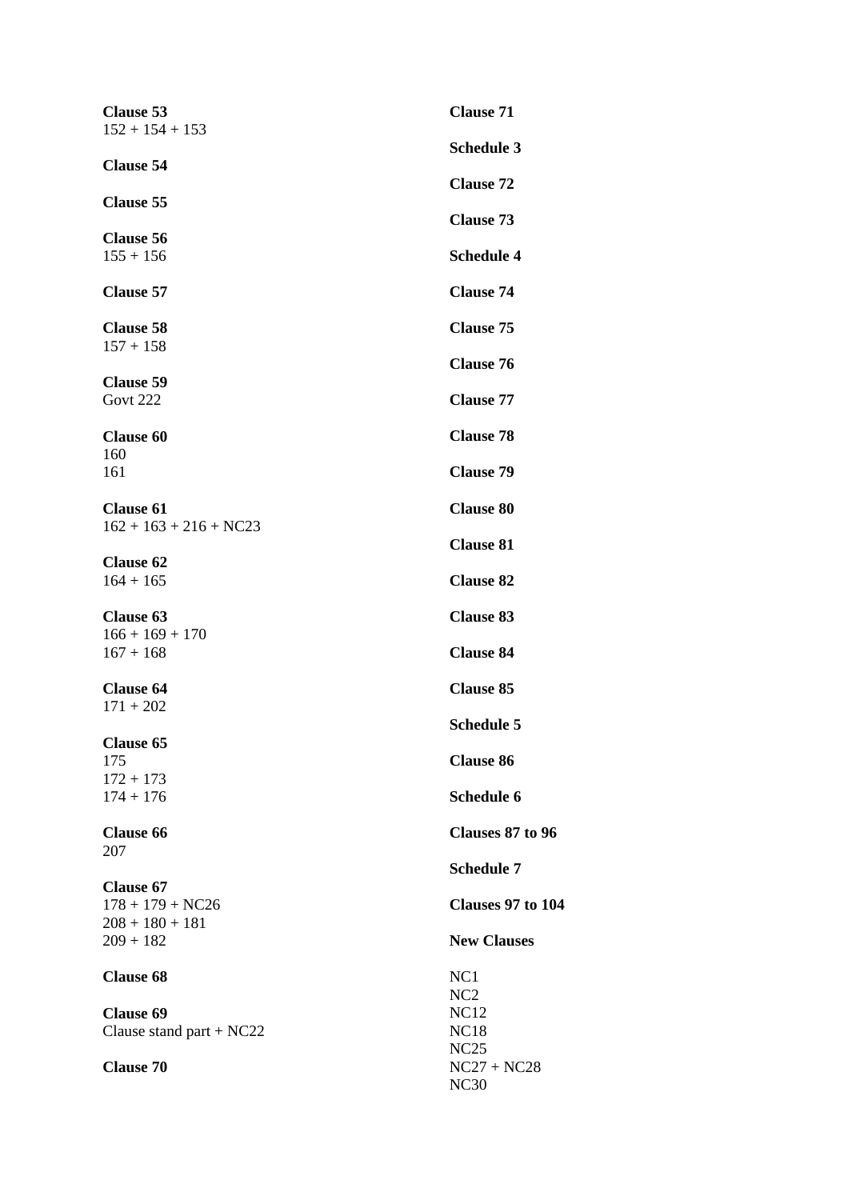**Clause 53**
152 + 154 + 153

**Clause 54**

**Clause 55**

**Clause 56**
155 + 156

**Clause 57**

**Clause 58**
157 + 158

**Clause 59**
Govt 222

**Clause 60**
160
161

**Clause 61**
162 + 163 + 216 + NC23

**Clause 62**
164 + 165

**Clause 63**
166 + 169 + 170
167 + 168

**Clause 64**
171 + 202

**Clause 65**
175
172 + 173
174 + 176

**Clause 66**
207

**Clause 67**
178 + 179 + NC26
208 + 180 + 181
209 + 182

**Clause 68**

**Clause 69**
Clause stand part + NC22

**Clause 70**

**Clause 71**

**Schedule 3**

**Clause 72**

**Clause 73**

**Schedule 4**

**Clause 74**

**Clause 75**

**Clause 76**

**Clause 77**

**Clause 78**

**Clause 79**

**Clause 80**

**Clause 81**

**Clause 82**

**Clause 83**

**Clause 84**

**Clause 85**

**Schedule 5**

**Clause 86**

**Schedule 6**

**Clauses 87 to 96**

**Schedule 7**

**Clauses 97 to 104**

**New Clauses**

NC1
NC2
NC12
NC18
NC25
NC27 + NC28
NC30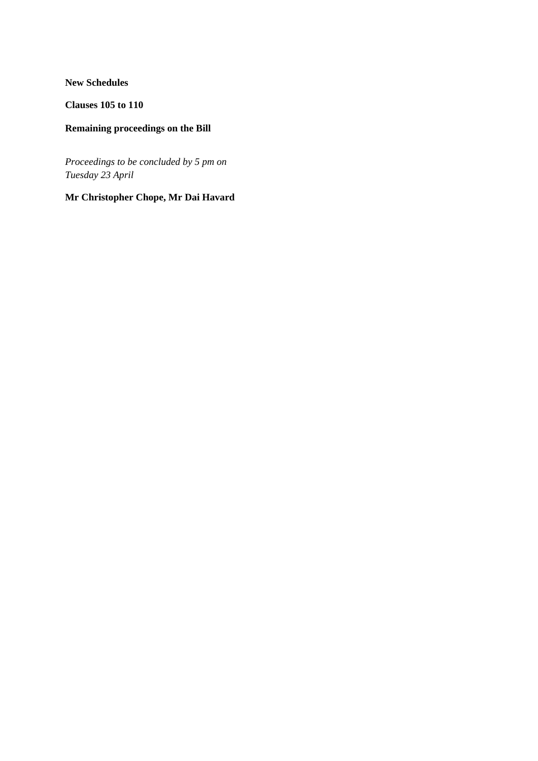**New Schedules**

**Clauses 105 to 110**

**Remaining proceedings on the Bill**

*Proceedings to be concluded by 5 pm on Tuesday 23 April*

**Mr Christopher Chope, Mr Dai Havard**